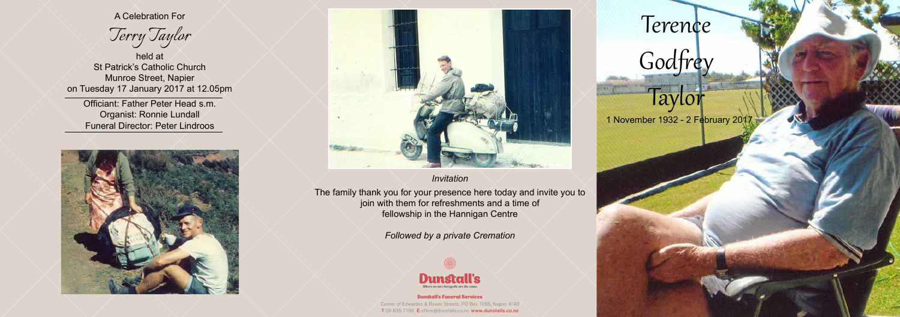A Celebration For

# Terry Taylor

held at
St Patrick's Catholic Church
Munroe Street, Napier
on Tuesday 17 January 2017 at 12.05pm

Officiant: Father Peter Head s.m.
Organist: Ronnie Lundall
Funeral Director: Peter Lindroos

*Invitation*

The family thank you for your presence here today and invite you to join with them for refreshments and a time of fellowship in the Hannigan Centre

*Followed by a private Cremation*

**Dunstall's**
*Where no two farewells are the same*

**Dunstall's Funeral Services**
Corner of Edwardes & Bower Streets, PO Box 1055, Napier 4140
T 06 835 7196 E office@dunstalls.co.nz www.dunstalls.co.nz

# Terence Godfrey Taylor

1 November 1932 - 2 February 2017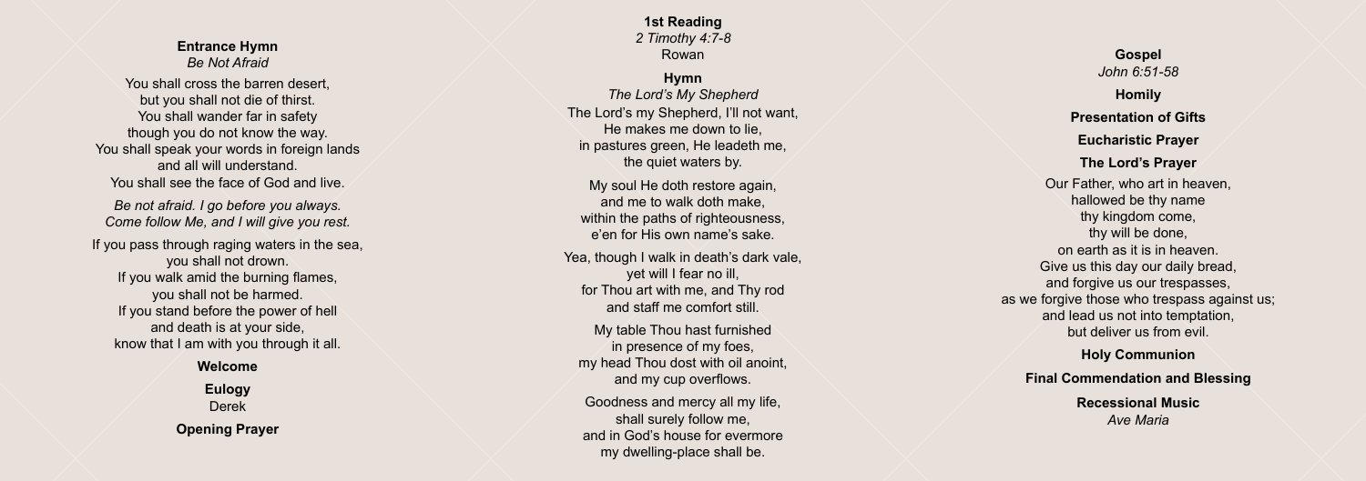**Entrance Hymn**
*Be Not Afraid*

You shall cross the barren desert,
but you shall not die of thirst.
You shall wander far in safety
though you do not know the way.
You shall speak your words in foreign lands
and all will understand.
You shall see the face of God and live.

*Be not afraid. I go before you always.*
*Come follow Me, and I will give you rest.*

If you pass through raging waters in the sea,
you shall not drown.
If you walk amid the burning flames,
you shall not be harmed.
If you stand before the power of hell
and death is at your side,
know that I am with you through it all.

**Welcome**

**Eulogy**
Derek

**Opening Prayer**

**1st Reading**
*2 Timothy 4:7-8*
Rowan

**Hymn**
*The Lord's My Shepherd*

The Lord's my Shepherd, I'll not want,
He makes me down to lie,
in pastures green, He leadeth me,
the quiet waters by.

My soul He doth restore again,
and me to walk doth make,
within the paths of righteousness,
e'en for His own name's sake.

Yea, though I walk in death's dark vale,
yet will I fear no ill,
for Thou art with me, and Thy rod
and staff me comfort still.

My table Thou hast furnished
in presence of my foes,
my head Thou dost with oil anoint,
and my cup overflows.

Goodness and mercy all my life,
shall surely follow me,
and in God's house for evermore
my dwelling-place shall be.

**Gospel**
*John 6:51-58*

**Homily**

**Presentation of Gifts**

**Eucharistic Prayer**

**The Lord's Prayer**

Our Father, who art in heaven,
hallowed be thy name
thy kingdom come,
thy will be done,
on earth as it is in heaven.
Give us this day our daily bread,
and forgive us our trespasses,
as we forgive those who trespass against us;
and lead us not into temptation,
but deliver us from evil.

**Holy Communion**

**Final Commendation and Blessing**

**Recessional Music**
*Ave Maria*